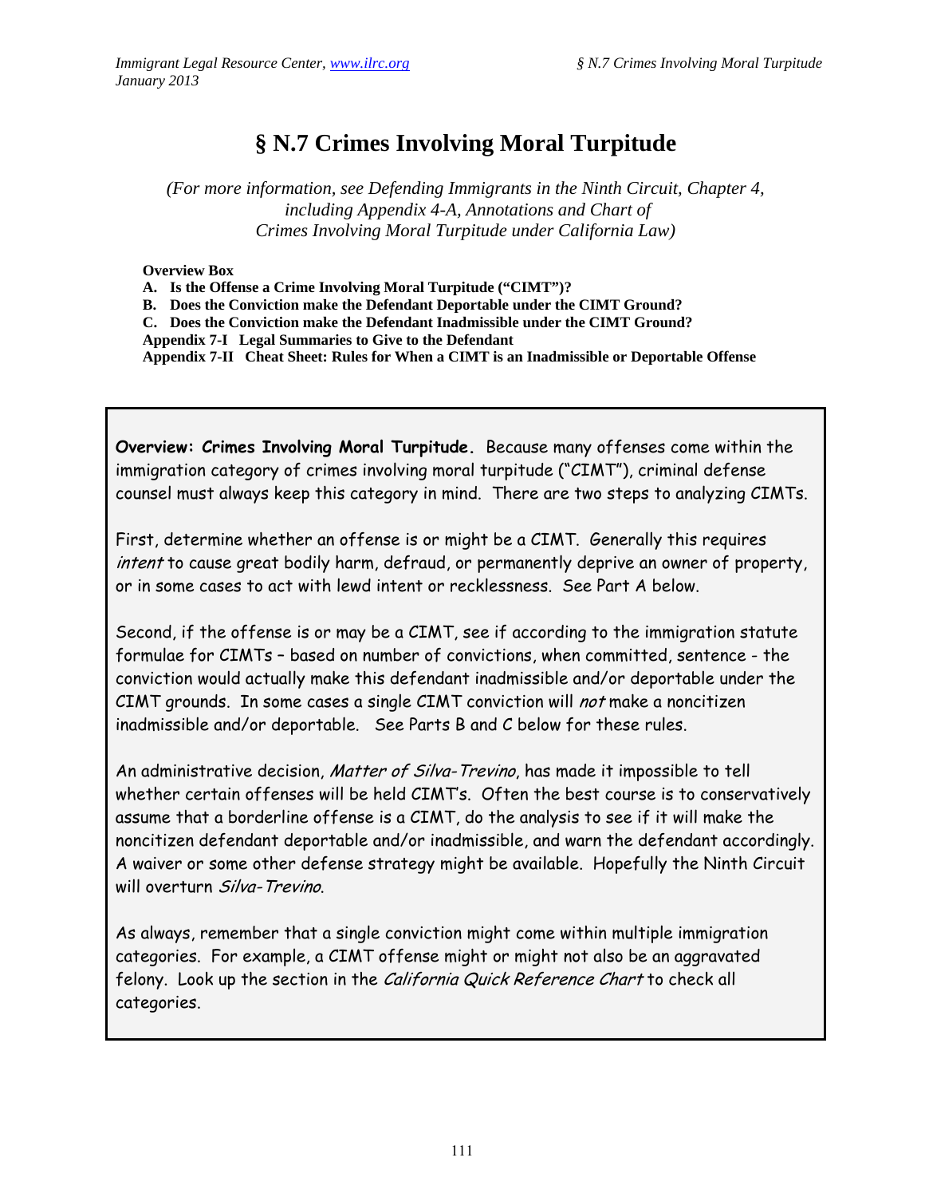# § N.7 Crimes Involving Moral Turpitude

*(For more information, see Defending Immigrants in the Ninth Circuit, Chapter 4, including Appendix 4-A, Annotations and Chart of Crimes Involving Moral Turpitude under California Law)*

**Overview Box**

**A. Is the Offense a Crime Involving Moral Turpitude ("CIMT")?**

**B. Does the Conviction make the Defendant Deportable under the CIMT Ground?**

**C. Does the Conviction make the Defendant Inadmissible under the CIMT Ground?**

**Appendix 7-I Legal Summaries to Give to the Defendant**

**Appendix 7-II Cheat Sheet: Rules for When a CIMT is an Inadmissible or Deportable Offense**

**Overview: Crimes Involving Moral Turpitude.** Because many offenses come within the immigration category of crimes involving moral turpitude ("CIMT"), criminal defense counsel must always keep this category in mind. There are two steps to analyzing CIMTs.

First, determine whether an offense is or might be a CIMT. Generally this requires *intent* to cause great bodily harm, defraud, or permanently deprive an owner of property, or in some cases to act with lewd intent or recklessness. See Part A below.

Second, if the offense is or may be a CIMT, see if according to the immigration statute formulae for CIMTs – based on number of convictions, when committed, sentence - the conviction would actually make this defendant inadmissible and/or deportable under the CIMT grounds. In some cases a single CIMT conviction will *not* make a noncitizen inadmissible and/or deportable. See Parts B and C below for these rules.

An administrative decision, *Matter of Silva-Trevino*, has made it impossible to tell whether certain offenses will be held CIMT's. Often the best course is to conservatively assume that a borderline offense is a CIMT, do the analysis to see if it will make the noncitizen defendant deportable and/or inadmissible, and warn the defendant accordingly. A waiver or some other defense strategy might be available. Hopefully the Ninth Circuit will overturn *Silva-Trevino*.

As always, remember that a single conviction might come within multiple immigration categories. For example, a CIMT offense might or might not also be an aggravated felony. Look up the section in the *California Quick Reference Chart* to check all categories.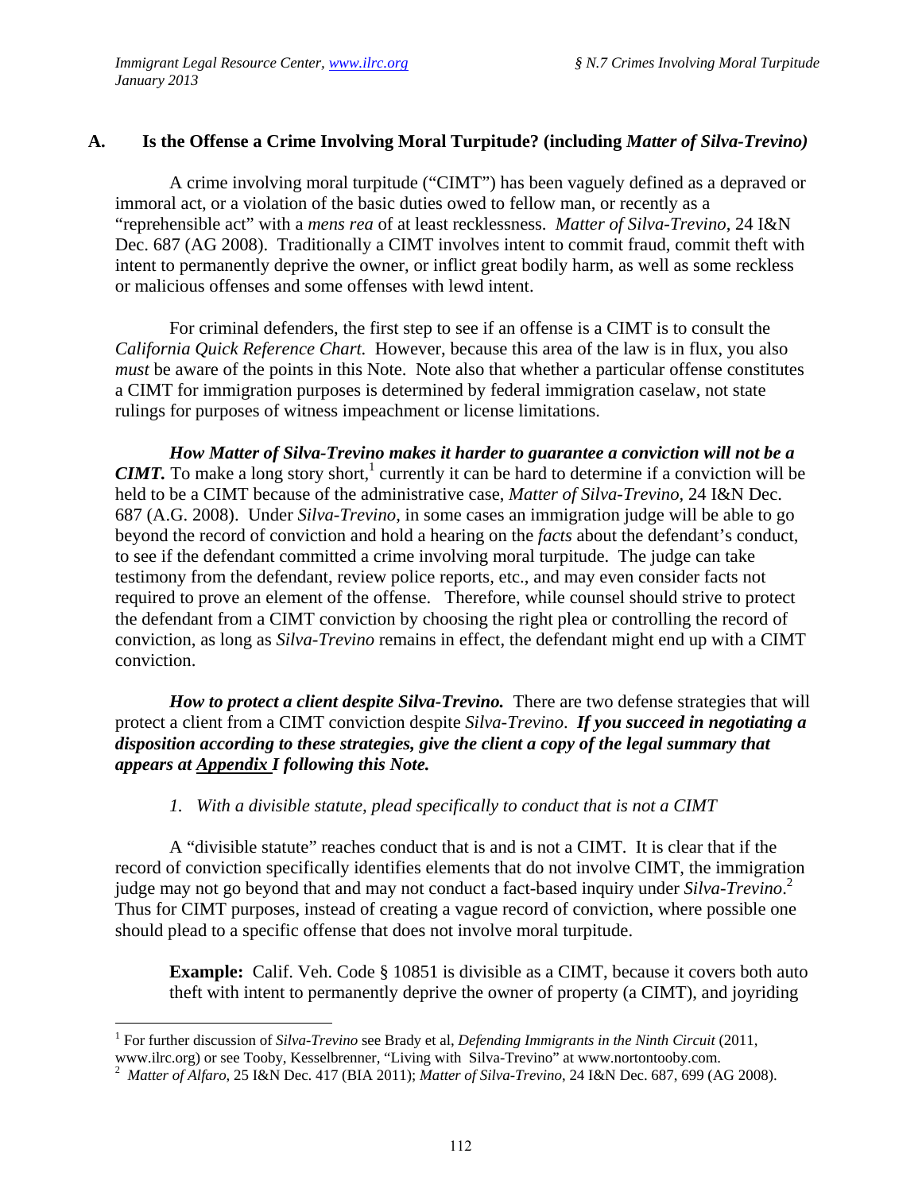## A. Is the Offense a Crime Involving Moral Turpitude? (including *Matter of Silva-Trevino)*

A crime involving moral turpitude ("CIMT") has been vaguely defined as a depraved or immoral act, or a violation of the basic duties owed to fellow man, or recently as a "reprehensible act" with a *mens rea* of at least recklessness. *Matter of Silva-Trevino*, 24 I&N Dec. 687 (AG 2008). Traditionally a CIMT involves intent to commit fraud, commit theft with intent to permanently deprive the owner, or inflict great bodily harm, as well as some reckless or malicious offenses and some offenses with lewd intent.

For criminal defenders, the first step to see if an offense is a CIMT is to consult the *California Quick Reference Chart*. However, because this area of the law is in flux, you also *must* be aware of the points in this Note. Note also that whether a particular offense constitutes a CIMT for immigration purposes is determined by federal immigration caselaw, not state rulings for purposes of witness impeachment or license limitations.

***How Matter of Silva-Trevino makes it harder to guarantee a conviction will not be a CIMT.*** To make a long story short,[1] currently it can be hard to determine if a conviction will be held to be a CIMT because of the administrative case, *Matter of Silva-Trevino,* 24 I&N Dec. 687 (A.G. 2008). Under *Silva-Trevino*, in some cases an immigration judge will be able to go beyond the record of conviction and hold a hearing on the *facts* about the defendant's conduct, to see if the defendant committed a crime involving moral turpitude. The judge can take testimony from the defendant, review police reports, etc., and may even consider facts not required to prove an element of the offense. Therefore, while counsel should strive to protect the defendant from a CIMT conviction by choosing the right plea or controlling the record of conviction, as long as *Silva-Trevino* remains in effect, the defendant might end up with a CIMT conviction.

***How to protect a client despite Silva-Trevino.*** There are two defense strategies that will protect a client from a CIMT conviction despite *Silva-Trevino*. ***If you succeed in negotiating a disposition according to these strategies, give the client a copy of the legal summary that appears at Appendix I following this Note.***

*1. With a divisible statute, plead specifically to conduct that is not a CIMT*

A "divisible statute" reaches conduct that is and is not a CIMT. It is clear that if the record of conviction specifically identifies elements that do not involve CIMT, the immigration judge may not go beyond that and may not conduct a fact-based inquiry under *Silva-Trevino*.[2] Thus for CIMT purposes, instead of creating a vague record of conviction, where possible one should plead to a specific offense that does not involve moral turpitude.

> **Example:** Calif. Veh. Code § 10851 is divisible as a CIMT, because it covers both auto theft with intent to permanently deprive the owner of property (a CIMT), and joyriding

---

[1] For further discussion of *Silva-Trevino* see Brady et al, *Defending Immigrants in the Ninth Circuit* (2011, www.ilrc.org) or see Tooby, Kesselbrenner, "Living with Silva-Trevino" at www.nortontooby.com.

[2] *Matter of Alfaro*, 25 I&N Dec. 417 (BIA 2011); *Matter of Silva-Trevino*, 24 I&N Dec. 687, 699 (AG 2008).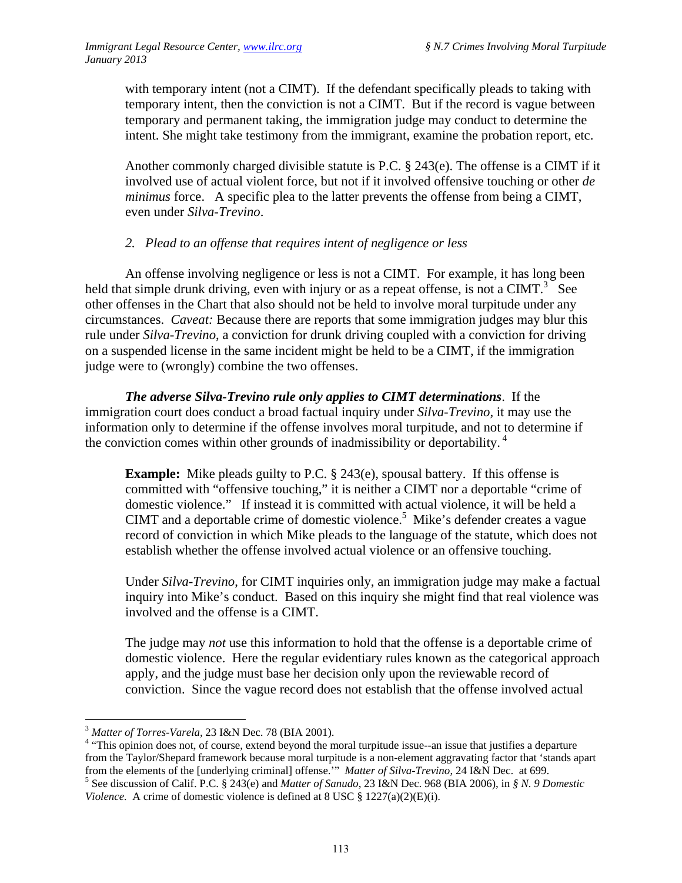with temporary intent (not a CIMT). If the defendant specifically pleads to taking with temporary intent, then the conviction is not a CIMT. But if the record is vague between temporary and permanent taking, the immigration judge may conduct to determine the intent. She might take testimony from the immigrant, examine the probation report, etc.

Another commonly charged divisible statute is P.C. § 243(e). The offense is a CIMT if it involved use of actual violent force, but not if it involved offensive touching or other *de minimus* force. A specific plea to the latter prevents the offense from being a CIMT, even under *Silva-Trevino*.

*2. Plead to an offense that requires intent of negligence or less*

An offense involving negligence or less is not a CIMT. For example, it has long been held that simple drunk driving, even with injury or as a repeat offense, is not a CIMT.[3] See other offenses in the Chart that also should not be held to involve moral turpitude under any circumstances. *Caveat:* Because there are reports that some immigration judges may blur this rule under *Silva-Trevino*, a conviction for drunk driving coupled with a conviction for driving on a suspended license in the same incident might be held to be a CIMT, if the immigration judge were to (wrongly) combine the two offenses.

***The adverse Silva-Trevino rule only applies to CIMT determinations***. If the immigration court does conduct a broad factual inquiry under *Silva-Trevino*, it may use the information only to determine if the offense involves moral turpitude, and not to determine if the conviction comes within other grounds of inadmissibility or deportability.[4]

**Example:** Mike pleads guilty to P.C. § 243(e), spousal battery. If this offense is committed with "offensive touching," it is neither a CIMT nor a deportable "crime of domestic violence." If instead it is committed with actual violence, it will be held a CIMT and a deportable crime of domestic violence.[5] Mike's defender creates a vague record of conviction in which Mike pleads to the language of the statute, which does not establish whether the offense involved actual violence or an offensive touching.

Under *Silva-Trevino*, for CIMT inquiries only, an immigration judge may make a factual inquiry into Mike's conduct. Based on this inquiry she might find that real violence was involved and the offense is a CIMT.

The judge may *not* use this information to hold that the offense is a deportable crime of domestic violence. Here the regular evidentiary rules known as the categorical approach apply, and the judge must base her decision only upon the reviewable record of conviction. Since the vague record does not establish that the offense involved actual

---

[3] *Matter of Torres-Varela*, 23 I&N Dec. 78 (BIA 2001).

[4] "This opinion does not, of course, extend beyond the moral turpitude issue--an issue that justifies a departure from the Taylor/Shepard framework because moral turpitude is a non-element aggravating factor that 'stands apart from the elements of the [underlying criminal] offense.'" *Matter of Silva-Trevino*, 24 I&N Dec. at 699.

[5] See discussion of Calif. P.C. § 243(e) and *Matter of Sanudo*, 23 I&N Dec. 968 (BIA 2006), in *§ N. 9 Domestic Violence*. A crime of domestic violence is defined at 8 USC § 1227(a)(2)(E)(i).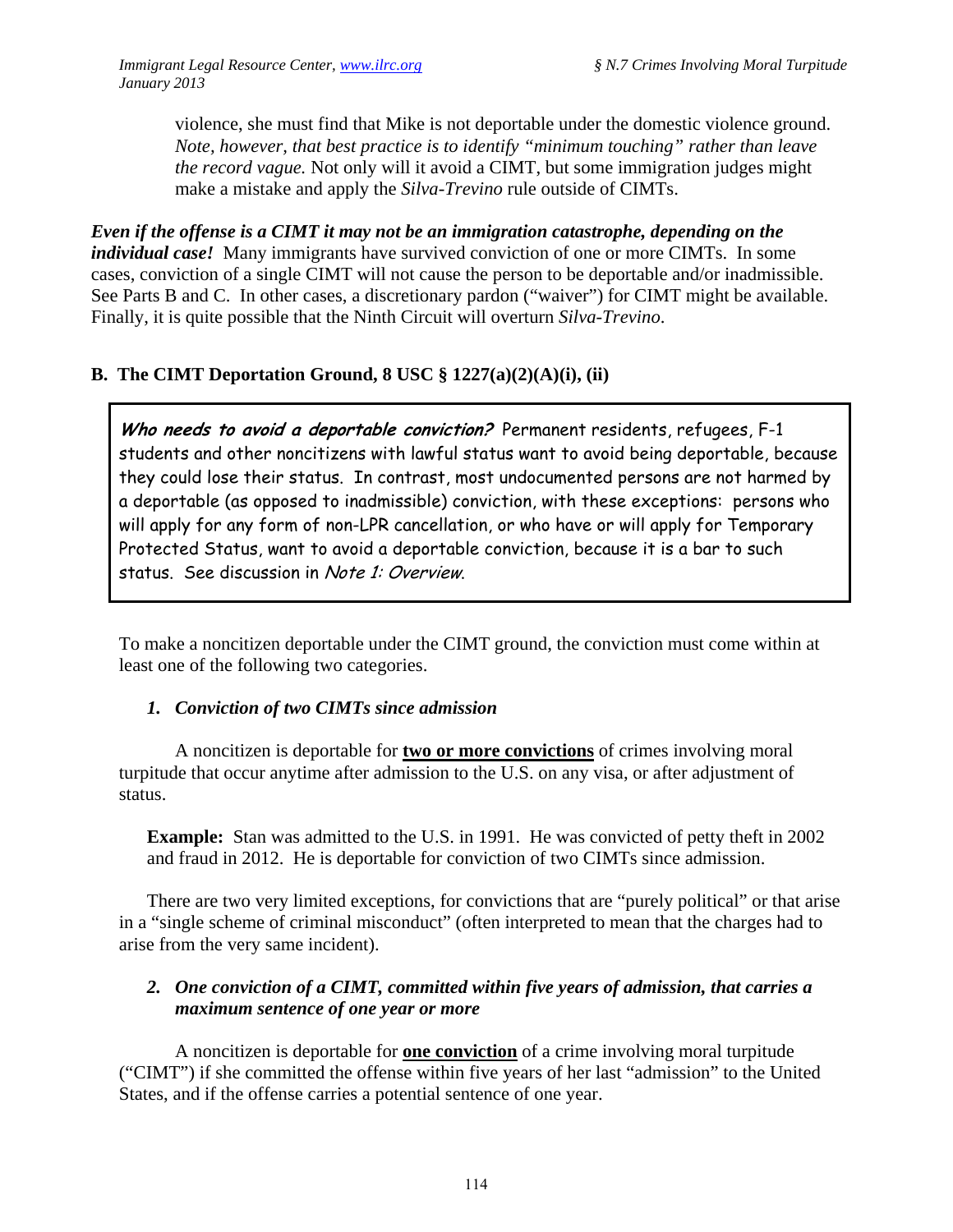violence, she must find that Mike is not deportable under the domestic violence ground. *Note, however, that best practice is to identify "minimum touching" rather than leave the record vague.* Not only will it avoid a CIMT, but some immigration judges might make a mistake and apply the *Silva-Trevino* rule outside of CIMTs.

***Even if the offense is a CIMT it may not be an immigration catastrophe, depending on the individual case!*** Many immigrants have survived conviction of one or more CIMTs. In some cases, conviction of a single CIMT will not cause the person to be deportable and/or inadmissible. See Parts B and C. In other cases, a discretionary pardon ("waiver") for CIMT might be available. Finally, it is quite possible that the Ninth Circuit will overturn *Silva-Trevino*.

## B. The CIMT Deportation Ground, 8 USC § 1227(a)(2)(A)(i), (ii)

> ***Who needs to avoid a deportable conviction?*** Permanent residents, refugees, F-1 students and other noncitizens with lawful status want to avoid being deportable, because they could lose their status. In contrast, most undocumented persons are not harmed by a deportable (as opposed to inadmissible) conviction, with these exceptions: persons who will apply for any form of non-LPR cancellation, or who have or will apply for Temporary Protected Status, want to avoid a deportable conviction, because it is a bar to such status. See discussion in *Note 1: Overview*.

To make a noncitizen deportable under the CIMT ground, the conviction must come within at least one of the following two categories.

### *1. Conviction of two CIMTs since admission*

A noncitizen is deportable for **two or more convictions** of crimes involving moral turpitude that occur anytime after admission to the U.S. on any visa, or after adjustment of status.

**Example:** Stan was admitted to the U.S. in 1991. He was convicted of petty theft in 2002 and fraud in 2012. He is deportable for conviction of two CIMTs since admission.

There are two very limited exceptions, for convictions that are "purely political" or that arise in a "single scheme of criminal misconduct" (often interpreted to mean that the charges had to arise from the very same incident).

### *2. One conviction of a CIMT, committed within five years of admission, that carries a maximum sentence of one year or more*

A noncitizen is deportable for **one conviction** of a crime involving moral turpitude ("CIMT") if she committed the offense within five years of her last "admission" to the United States, and if the offense carries a potential sentence of one year.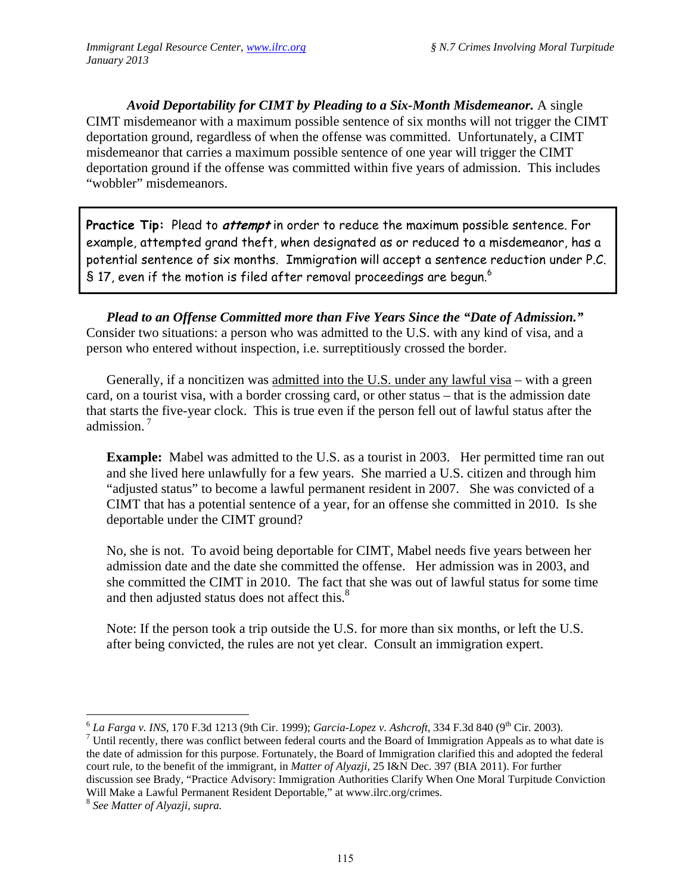***Avoid Deportability for CIMT by Pleading to a Six-Month Misdemeanor.*** A single CIMT misdemeanor with a maximum possible sentence of six months will not trigger the CIMT deportation ground, regardless of when the offense was committed. Unfortunately, a CIMT misdemeanor that carries a maximum possible sentence of one year will trigger the CIMT deportation ground if the offense was committed within five years of admission. This includes "wobbler" misdemeanors.

> **Practice Tip:** Plead to ***attempt*** in order to reduce the maximum possible sentence. For example, attempted grand theft, when designated as or reduced to a misdemeanor, has a potential sentence of six months. Immigration will accept a sentence reduction under P.C. § 17, even if the motion is filed after removal proceedings are begun.[6]

***Plead to an Offense Committed more than Five Years Since the "Date of Admission."*** Consider two situations: a person who was admitted to the U.S. with any kind of visa, and a person who entered without inspection, i.e. surreptitiously crossed the border.

Generally, if a noncitizen was admitted into the U.S. under any lawful visa – with a green card, on a tourist visa, with a border crossing card, or other status – that is the admission date that starts the five-year clock. This is true even if the person fell out of lawful status after the admission.[7]

**Example:** Mabel was admitted to the U.S. as a tourist in 2003. Her permitted time ran out and she lived here unlawfully for a few years. She married a U.S. citizen and through him "adjusted status" to become a lawful permanent resident in 2007. She was convicted of a CIMT that has a potential sentence of a year, for an offense she committed in 2010. Is she deportable under the CIMT ground?

No, she is not. To avoid being deportable for CIMT, Mabel needs five years between her admission date and the date she committed the offense. Her admission was in 2003, and she committed the CIMT in 2010. The fact that she was out of lawful status for some time and then adjusted status does not affect this.[8]

Note: If the person took a trip outside the U.S. for more than six months, or left the U.S. after being convicted, the rules are not yet clear. Consult an immigration expert.

---

[6] *La Farga v. INS*, 170 F.3d 1213 (9th Cir. 1999); *Garcia-Lopez v. Ashcroft*, 334 F.3d 840 (9th Cir. 2003).

[7] Until recently, there was conflict between federal courts and the Board of Immigration Appeals as to what date is the date of admission for this purpose. Fortunately, the Board of Immigration clarified this and adopted the federal court rule, to the benefit of the immigrant, in *Matter of Alyazji*, 25 I&N Dec. 397 (BIA 2011). For further discussion see Brady, "Practice Advisory: Immigration Authorities Clarify When One Moral Turpitude Conviction Will Make a Lawful Permanent Resident Deportable," at www.ilrc.org/crimes.

[8] *See Matter of Alyazji*, *supra.*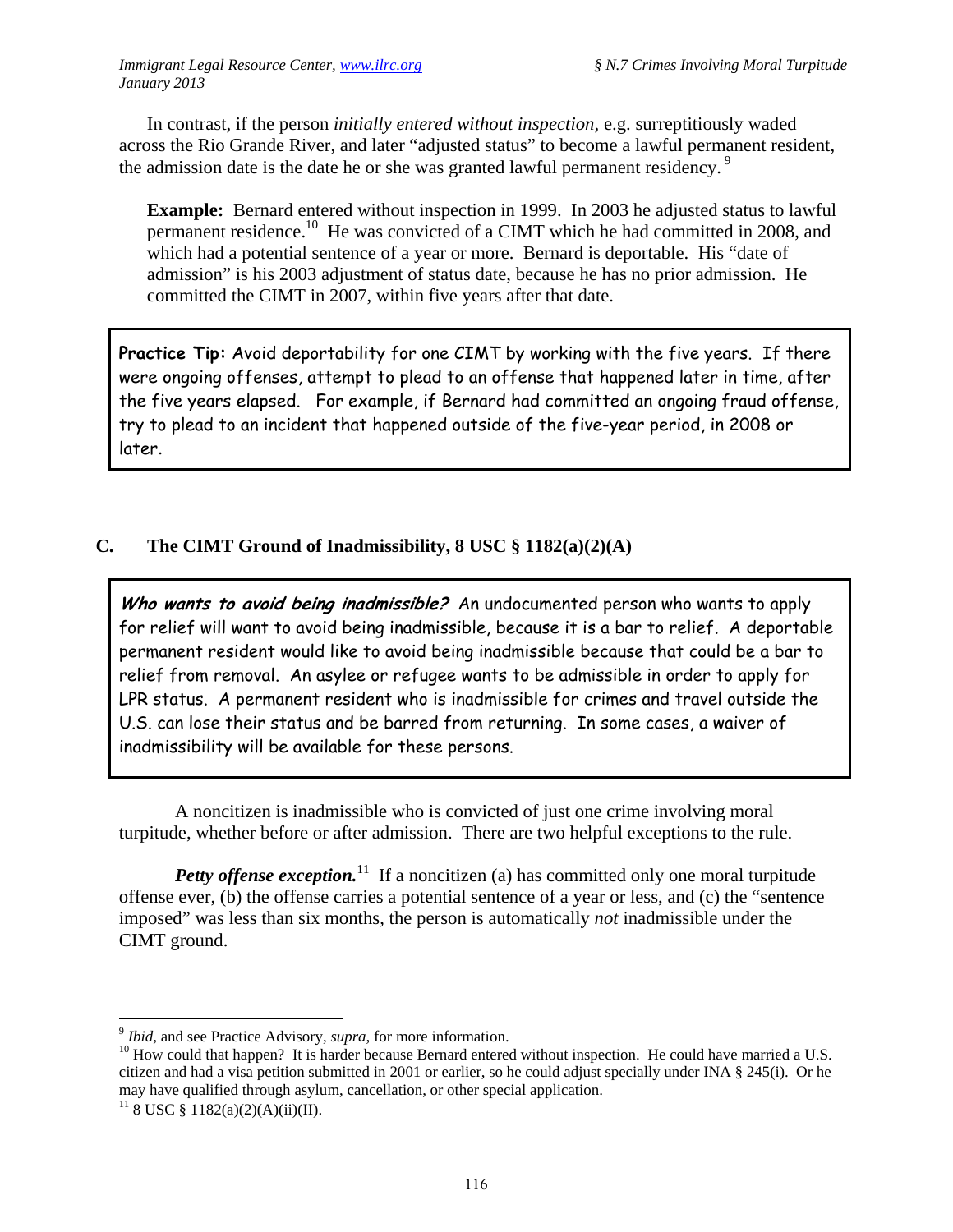In contrast, if the person *initially entered without inspection,* e.g. surreptitiously waded across the Rio Grande River, and later "adjusted status" to become a lawful permanent resident, the admission date is the date he or she was granted lawful permanent residency.[9]

> **Example:** Bernard entered without inspection in 1999. In 2003 he adjusted status to lawful permanent residence.[10] He was convicted of a CIMT which he had committed in 2008, and which had a potential sentence of a year or more. Bernard is deportable. His "date of admission" is his 2003 adjustment of status date, because he has no prior admission. He committed the CIMT in 2007, within five years after that date.

> **Practice Tip:** Avoid deportability for one CIMT by working with the five years. If there were ongoing offenses, attempt to plead to an offense that happened later in time, after the five years elapsed. For example, if Bernard had committed an ongoing fraud offense, try to plead to an incident that happened outside of the five-year period, in 2008 or later.

## C. The CIMT Ground of Inadmissibility, 8 USC § 1182(a)(2)(A)

> ***Who wants to avoid being inadmissible?*** An undocumented person who wants to apply for relief will want to avoid being inadmissible, because it is a bar to relief. A deportable permanent resident would like to avoid being inadmissible because that could be a bar to relief from removal. An asylee or refugee wants to be admissible in order to apply for LPR status. A permanent resident who is inadmissible for crimes and travel outside the U.S. can lose their status and be barred from returning. In some cases, a waiver of inadmissibility will be available for these persons.

A noncitizen is inadmissible who is convicted of just one crime involving moral turpitude, whether before or after admission. There are two helpful exceptions to the rule.

***Petty offense exception.***[11] If a noncitizen (a) has committed only one moral turpitude offense ever, (b) the offense carries a potential sentence of a year or less, and (c) the "sentence imposed" was less than six months, the person is automatically *not* inadmissible under the CIMT ground.

---

[9] *Ibid,* and see Practice Advisory, *supra,* for more information.

[10] How could that happen? It is harder because Bernard entered without inspection. He could have married a U.S. citizen and had a visa petition submitted in 2001 or earlier, so he could adjust specially under INA § 245(i). Or he may have qualified through asylum, cancellation, or other special application.

[11] 8 USC § 1182(a)(2)(A)(ii)(II).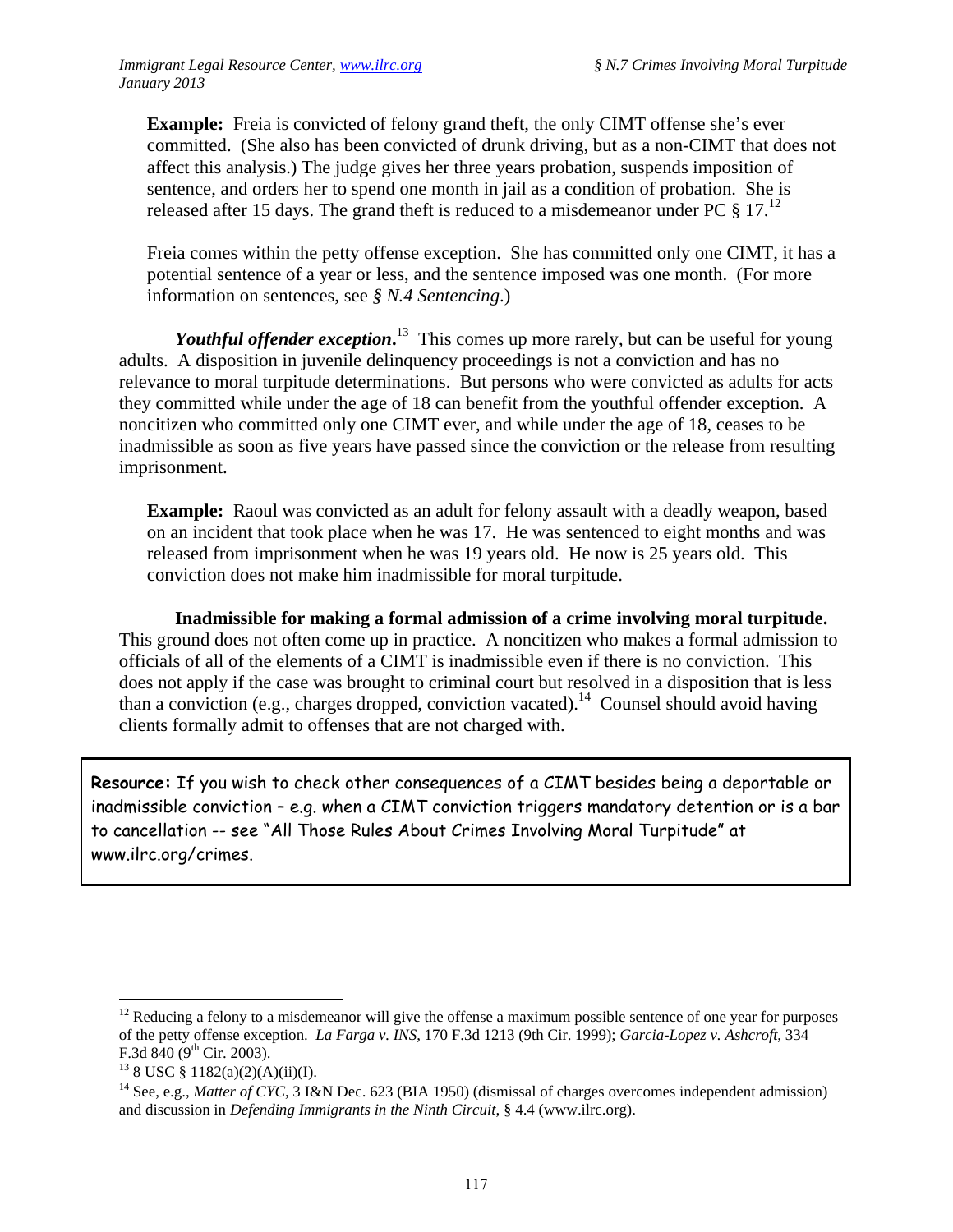**Example:** Freia is convicted of felony grand theft, the only CIMT offense she's ever committed. (She also has been convicted of drunk driving, but as a non-CIMT that does not affect this analysis.) The judge gives her three years probation, suspends imposition of sentence, and orders her to spend one month in jail as a condition of probation. She is released after 15 days. The grand theft is reduced to a misdemeanor under PC § 17.[12]

Freia comes within the petty offense exception. She has committed only one CIMT, it has a potential sentence of a year or less, and the sentence imposed was one month. (For more information on sentences, see *§ N.4 Sentencing*.)

***Youthful offender exception.***[13] This comes up more rarely, but can be useful for young adults. A disposition in juvenile delinquency proceedings is not a conviction and has no relevance to moral turpitude determinations. But persons who were convicted as adults for acts they committed while under the age of 18 can benefit from the youthful offender exception. A noncitizen who committed only one CIMT ever, and while under the age of 18, ceases to be inadmissible as soon as five years have passed since the conviction or the release from resulting imprisonment.

**Example:** Raoul was convicted as an adult for felony assault with a deadly weapon, based on an incident that took place when he was 17. He was sentenced to eight months and was released from imprisonment when he was 19 years old. He now is 25 years old. This conviction does not make him inadmissible for moral turpitude.

**Inadmissible for making a formal admission of a crime involving moral turpitude.** This ground does not often come up in practice. A noncitizen who makes a formal admission to officials of all of the elements of a CIMT is inadmissible even if there is no conviction. This does not apply if the case was brought to criminal court but resolved in a disposition that is less than a conviction (e.g., charges dropped, conviction vacated).[14] Counsel should avoid having clients formally admit to offenses that are not charged with.

**Resource:** If you wish to check other consequences of a CIMT besides being a deportable or inadmissible conviction – e.g. when a CIMT conviction triggers mandatory detention or is a bar to cancellation -- see "All Those Rules About Crimes Involving Moral Turpitude" at www.ilrc.org/crimes.

---

[12] Reducing a felony to a misdemeanor will give the offense a maximum possible sentence of one year for purposes of the petty offense exception. *La Farga v. INS*, 170 F.3d 1213 (9th Cir. 1999); *Garcia-Lopez v. Ashcroft*, 334 F.3d 840 (9th Cir. 2003).

[13] 8 USC § 1182(a)(2)(A)(ii)(I).

[14] See, e.g., *Matter of CYC*, 3 I&N Dec. 623 (BIA 1950) (dismissal of charges overcomes independent admission) and discussion in *Defending Immigrants in the Ninth Circuit*, § 4.4 (www.ilrc.org).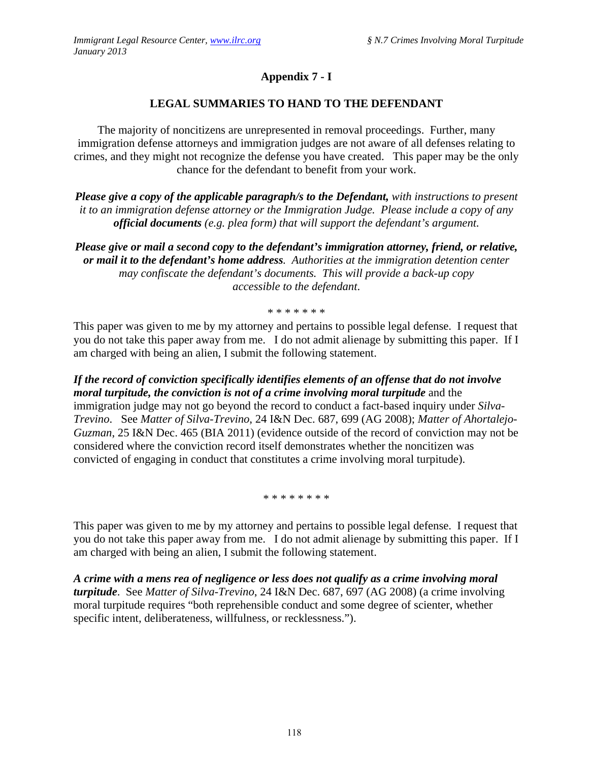## Appendix 7 - I

### LEGAL SUMMARIES TO HAND TO THE DEFENDANT

The majority of noncitizens are unrepresented in removal proceedings. Further, many immigration defense attorneys and immigration judges are not aware of all defenses relating to crimes, and they might not recognize the defense you have created. This paper may be the only chance for the defendant to benefit from your work.

***Please give a copy of the applicable paragraph/s to the Defendant,*** *with instructions to present it to an immigration defense attorney or the Immigration Judge. Please include a copy of any* ***official documents*** *(e.g. plea form) that will support the defendant's argument.*

***Please give or mail a second copy to the defendant's immigration attorney, friend, or relative, or mail it to the defendant's home address****. Authorities at the immigration detention center may confiscate the defendant's documents. This will provide a back-up copy accessible to the defendant.*

\* \* \* \* \* \* \*

This paper was given to me by my attorney and pertains to possible legal defense. I request that you do not take this paper away from me. I do not admit alienage by submitting this paper. If I am charged with being an alien, I submit the following statement.

***If the record of conviction specifically identifies elements of an offense that do not involve moral turpitude, the conviction is not of a crime involving moral turpitude*** and the immigration judge may not go beyond the record to conduct a fact-based inquiry under *Silva-Trevino*. See *Matter of Silva-Trevino*, 24 I&N Dec. 687, 699 (AG 2008); *Matter of Ahortalejo-Guzman*, 25 I&N Dec. 465 (BIA 2011) (evidence outside of the record of conviction may not be considered where the conviction record itself demonstrates whether the noncitizen was convicted of engaging in conduct that constitutes a crime involving moral turpitude).

\* \* \* \* \* \* \* \*

This paper was given to me by my attorney and pertains to possible legal defense. I request that you do not take this paper away from me. I do not admit alienage by submitting this paper. If I am charged with being an alien, I submit the following statement.

***A crime with a mens rea of negligence or less does not qualify as a crime involving moral turpitude***. See *Matter of Silva-Trevino*, 24 I&N Dec. 687, 697 (AG 2008) (a crime involving moral turpitude requires "both reprehensible conduct and some degree of scienter, whether specific intent, deliberateness, willfulness, or recklessness.").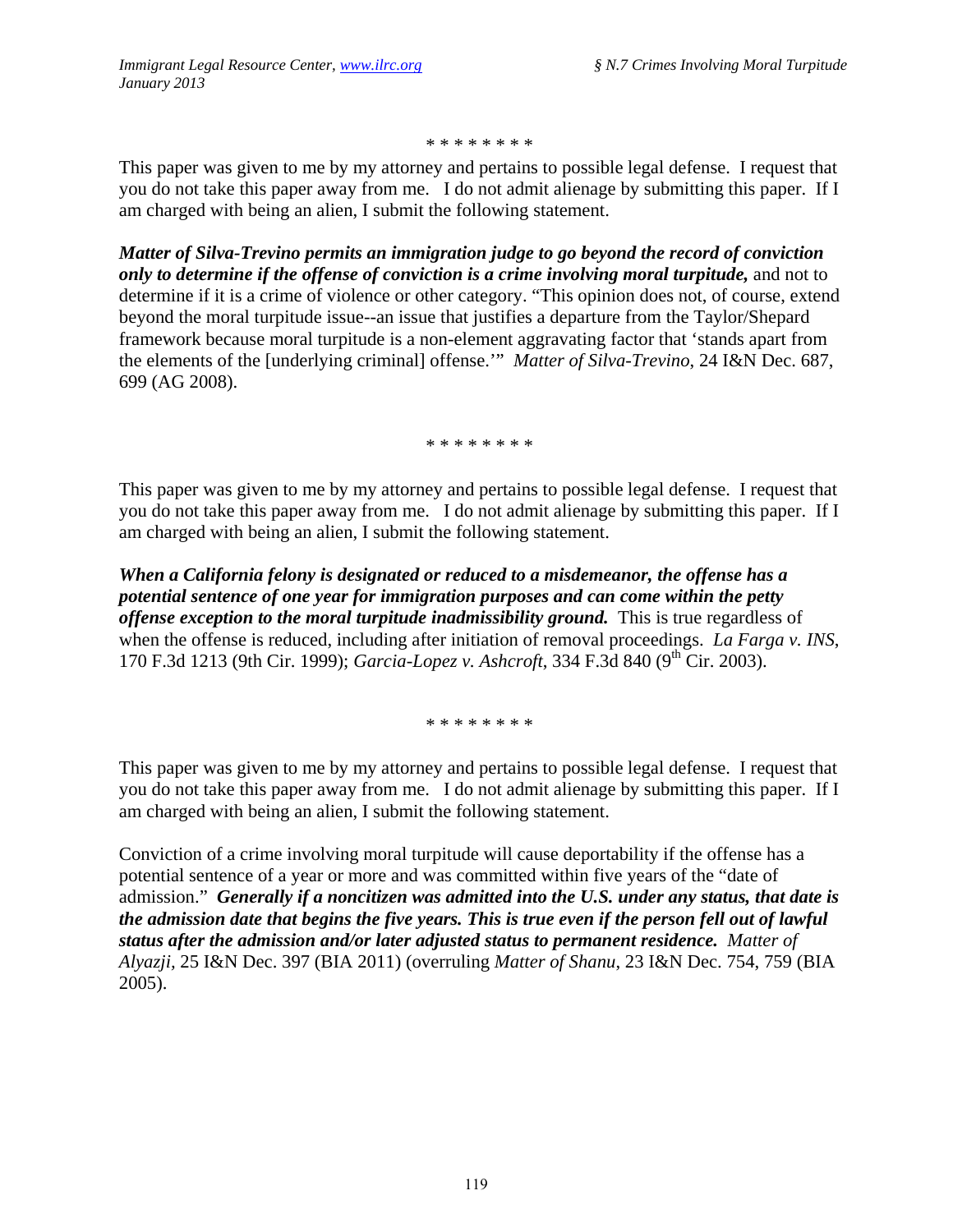\* \* \* \* \* \* \* \*

This paper was given to me by my attorney and pertains to possible legal defense. I request that you do not take this paper away from me. I do not admit alienage by submitting this paper. If I am charged with being an alien, I submit the following statement.

***Matter of Silva-Trevino permits an immigration judge to go beyond the record of conviction only to determine if the offense of conviction is a crime involving moral turpitude,*** and not to determine if it is a crime of violence or other category. "This opinion does not, of course, extend beyond the moral turpitude issue--an issue that justifies a departure from the Taylor/Shepard framework because moral turpitude is a non-element aggravating factor that 'stands apart from the elements of the [underlying criminal] offense.'" *Matter of Silva-Trevino*, 24 I&N Dec. 687, 699 (AG 2008).

\* \* \* \* \* \* \* \*

This paper was given to me by my attorney and pertains to possible legal defense. I request that you do not take this paper away from me. I do not admit alienage by submitting this paper. If I am charged with being an alien, I submit the following statement.

***When a California felony is designated or reduced to a misdemeanor, the offense has a potential sentence of one year for immigration purposes and can come within the petty offense exception to the moral turpitude inadmissibility ground.*** This is true regardless of when the offense is reduced, including after initiation of removal proceedings. *La Farga v. INS*, 170 F.3d 1213 (9th Cir. 1999); *Garcia-Lopez v. Ashcroft*, 334 F.3d 840 (9th Cir. 2003).

\* \* \* \* \* \* \* \*

This paper was given to me by my attorney and pertains to possible legal defense. I request that you do not take this paper away from me. I do not admit alienage by submitting this paper. If I am charged with being an alien, I submit the following statement.

Conviction of a crime involving moral turpitude will cause deportability if the offense has a potential sentence of a year or more and was committed within five years of the "date of admission." ***Generally if a noncitizen was admitted into the U.S. under any status, that date is the admission date that begins the five years. This is true even if the person fell out of lawful status after the admission and/or later adjusted status to permanent residence.*** *Matter of Alyazji*, 25 I&N Dec. 397 (BIA 2011) (overruling *Matter of Shanu*, 23 I&N Dec. 754, 759 (BIA 2005).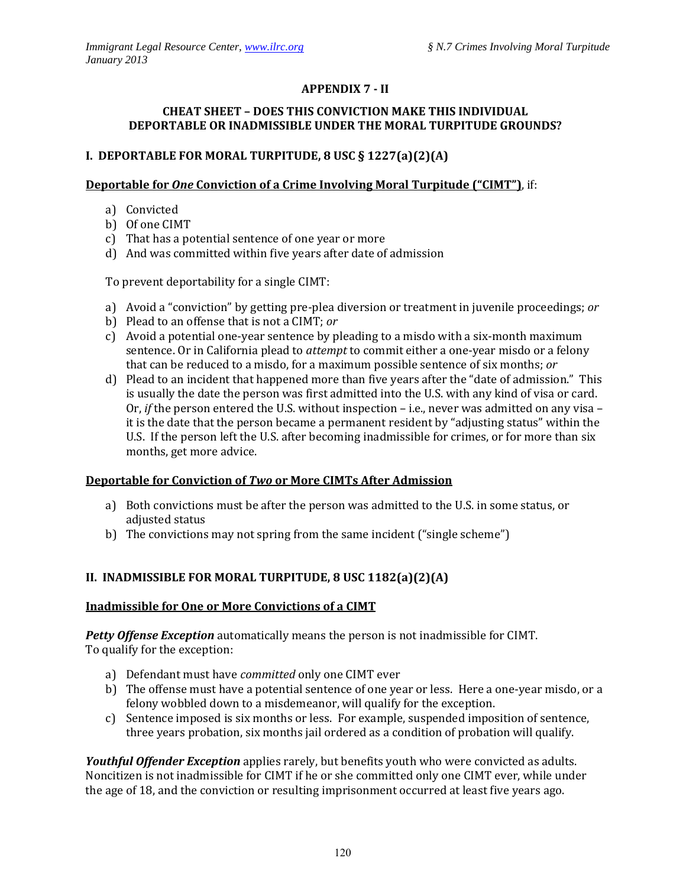## APPENDIX 7 - II

### CHEAT SHEET – DOES THIS CONVICTION MAKE THIS INDIVIDUAL DEPORTABLE OR INADMISSIBLE UNDER THE MORAL TURPITUDE GROUNDS?

### I. DEPORTABLE FOR MORAL TURPITUDE, 8 USC § 1227(a)(2)(A)

**Deportable for *One* Conviction of a Crime Involving Moral Turpitude ("CIMT")**, if:

a) Convicted
b) Of one CIMT
c) That has a potential sentence of one year or more
d) And was committed within five years after date of admission

To prevent deportability for a single CIMT:

a) Avoid a "conviction" by getting pre-plea diversion or treatment in juvenile proceedings; *or*
b) Plead to an offense that is not a CIMT; *or*
c) Avoid a potential one-year sentence by pleading to a misdo with a six-month maximum sentence. Or in California plead to *attempt* to commit either a one-year misdo or a felony that can be reduced to a misdo, for a maximum possible sentence of six months; *or*
d) Plead to an incident that happened more than five years after the "date of admission." This is usually the date the person was first admitted into the U.S. with any kind of visa or card. Or, *if* the person entered the U.S. without inspection – i.e., never was admitted on any visa – it is the date that the person became a permanent resident by "adjusting status" within the U.S. If the person left the U.S. after becoming inadmissible for crimes, or for more than six months, get more advice.

**Deportable for Conviction of *Two* or More CIMTs After Admission**

a) Both convictions must be after the person was admitted to the U.S. in some status, or adjusted status
b) The convictions may not spring from the same incident ("single scheme")

### II. INADMISSIBLE FOR MORAL TURPITUDE, 8 USC 1182(a)(2)(A)

**Inadmissible for One or More Convictions of a CIMT**

***Petty Offense Exception*** automatically means the person is not inadmissible for CIMT. To qualify for the exception:

a) Defendant must have *committed* only one CIMT ever
b) The offense must have a potential sentence of one year or less. Here a one-year misdo, or a felony wobbled down to a misdemeanor, will qualify for the exception.
c) Sentence imposed is six months or less. For example, suspended imposition of sentence, three years probation, six months jail ordered as a condition of probation will qualify.

***Youthful Offender Exception*** applies rarely, but benefits youth who were convicted as adults. Noncitizen is not inadmissible for CIMT if he or she committed only one CIMT ever, while under the age of 18, and the conviction or resulting imprisonment occurred at least five years ago.